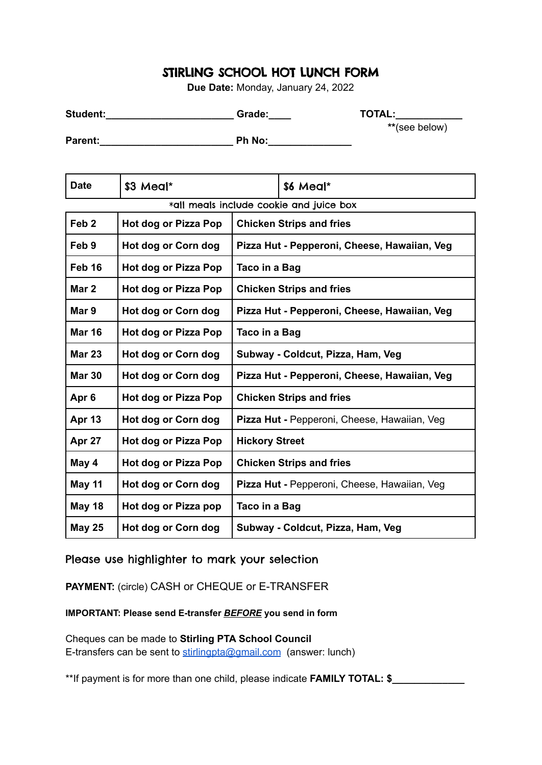# STIRLING SCHOOL HOT LUNCH FORM

**Due Date:** Monday, January 24, 2022

**Student:**_______________________ **Grade:**____ **TOTAL:**___________
**(see below)

**Parent:**________________________ **Ph No:**_______________

| Date | $3 Meal* | $6 Meal* |
|---|---|---|
| *all meals include cookie and juice box | | |
| **Feb 2** | **Hot dog or Pizza Pop** | **Chicken Strips and fries** |
| **Feb 9** | **Hot dog or Corn dog** | **Pizza Hut - Pepperoni, Cheese, Hawaiian, Veg** |
| **Feb 16** | **Hot dog or Pizza Pop** | **Taco in a Bag** |
| **Mar 2** | **Hot dog or Pizza Pop** | **Chicken Strips and fries** |
| **Mar 9** | **Hot dog or Corn dog** | **Pizza Hut - Pepperoni, Cheese, Hawaiian, Veg** |
| **Mar 16** | **Hot dog or Pizza Pop** | **Taco in a Bag** |
| **Mar 23** | **Hot dog or Corn dog** | **Subway - Coldcut, Pizza, Ham, Veg** |
| **Mar 30** | **Hot dog or Corn dog** | **Pizza Hut - Pepperoni, Cheese, Hawaiian, Veg** |
| **Apr 6** | **Hot dog or Pizza Pop** | **Chicken Strips and fries** |
| **Apr 13** | **Hot dog or Corn dog** | **Pizza Hut -** Pepperoni, Cheese, Hawaiian, Veg |
| **Apr 27** | **Hot dog or Pizza Pop** | **Hickory Street** |
| **May 4** | **Hot dog or Pizza Pop** | **Chicken Strips and fries** |
| **May 11** | **Hot dog or Corn dog** | **Pizza Hut -** Pepperoni, Cheese, Hawaiian, Veg |
| **May 18** | **Hot dog or Pizza pop** | **Taco in a Bag** |
| **May 25** | **Hot dog or Corn dog** | **Subway - Coldcut, Pizza, Ham, Veg** |

Please use highlighter to mark your selection

**PAYMENT:** (circle) CASH or CHEQUE or E-TRANSFER

**IMPORTANT: Please send E-transfer *BEFORE* you send in form**

Cheques can be made to **Stirling PTA School Council**
E-transfers can be sent to stirlingpta@gmail.com (answer: lunch)

**If payment is for more than one child, please indicate **FAMILY TOTAL: $**_____________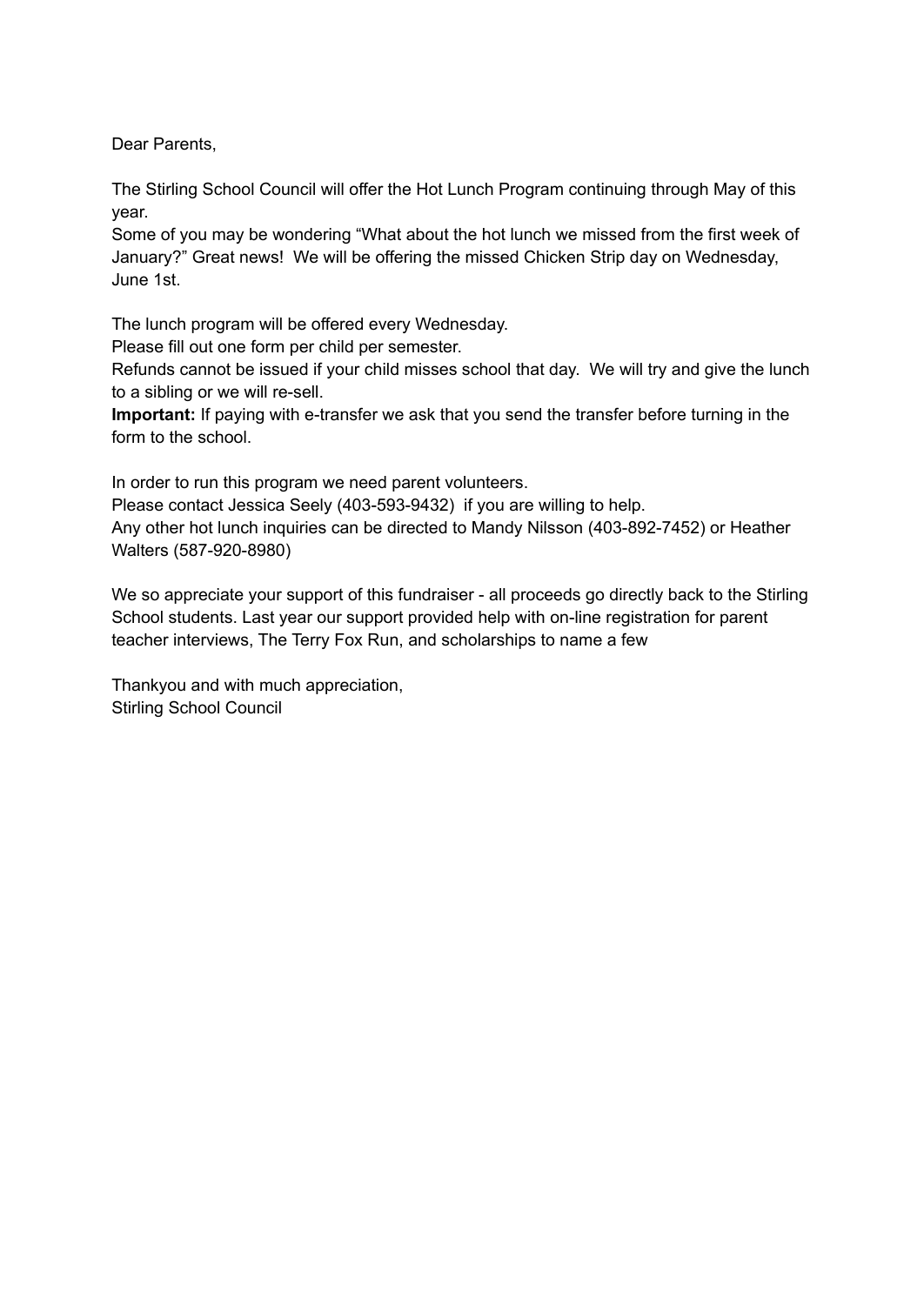Dear Parents,

The Stirling School Council will offer the Hot Lunch Program continuing through May of this year.
Some of you may be wondering "What about the hot lunch we missed from the first week of January?" Great news! We will be offering the missed Chicken Strip day on Wednesday, June 1st.

The lunch program will be offered every Wednesday.
Please fill out one form per child per semester.
Refunds cannot be issued if your child misses school that day. We will try and give the lunch to a sibling or we will re-sell.
**Important:** If paying with e-transfer we ask that you send the transfer before turning in the form to the school.

In order to run this program we need parent volunteers.
Please contact Jessica Seely (403-593-9432) if you are willing to help.
Any other hot lunch inquiries can be directed to Mandy Nilsson (403-892-7452) or Heather Walters (587-920-8980)

We so appreciate your support of this fundraiser - all proceeds go directly back to the Stirling School students. Last year our support provided help with on-line registration for parent teacher interviews, The Terry Fox Run, and scholarships to name a few

Thankyou and with much appreciation,
Stirling School Council